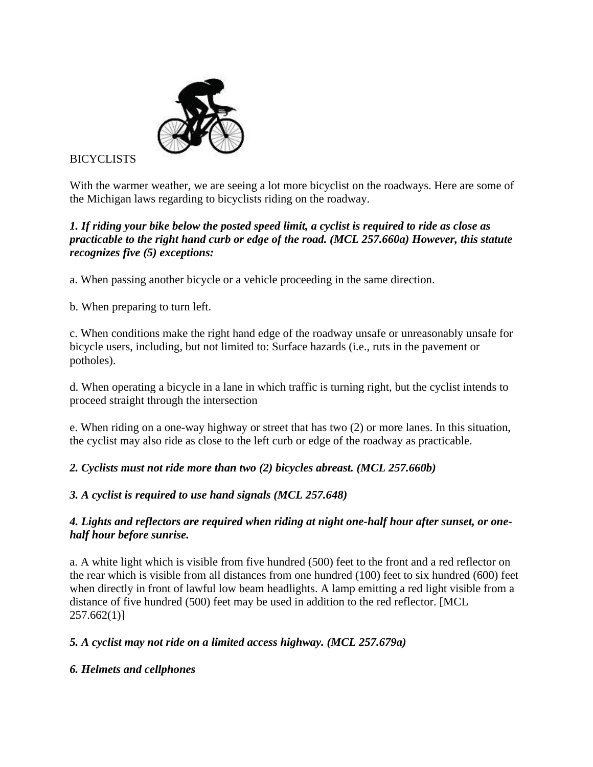BICYCLISTS

With the warmer weather, we are seeing a lot more bicyclist on the roadways. Here are some of the Michigan laws regarding to bicyclists riding on the roadway.

***1. If riding your bike below the posted speed limit, a cyclist is required to ride as close as practicable to the right hand curb or edge of the road. (MCL 257.660a) However, this statute recognizes five (5) exceptions:***

a. When passing another bicycle or a vehicle proceeding in the same direction.

b. When preparing to turn left.

c. When conditions make the right hand edge of the roadway unsafe or unreasonably unsafe for bicycle users, including, but not limited to: Surface hazards (i.e., ruts in the pavement or potholes).

d. When operating a bicycle in a lane in which traffic is turning right, but the cyclist intends to proceed straight through the intersection

e. When riding on a one-way highway or street that has two (2) or more lanes. In this situation, the cyclist may also ride as close to the left curb or edge of the roadway as practicable.

***2. Cyclists must not ride more than two (2) bicycles abreast. (MCL 257.660b)***

***3. A cyclist is required to use hand signals (MCL 257.648)***

***4. Lights and reflectors are required when riding at night one-half hour after sunset, or one-half hour before sunrise.***

a. A white light which is visible from five hundred (500) feet to the front and a red reflector on the rear which is visible from all distances from one hundred (100) feet to six hundred (600) feet when directly in front of lawful low beam headlights. A lamp emitting a red light visible from a distance of five hundred (500) feet may be used in addition to the red reflector. [MCL 257.662(1)]

***5. A cyclist may not ride on a limited access highway. (MCL 257.679a)***

***6. Helmets and cellphones***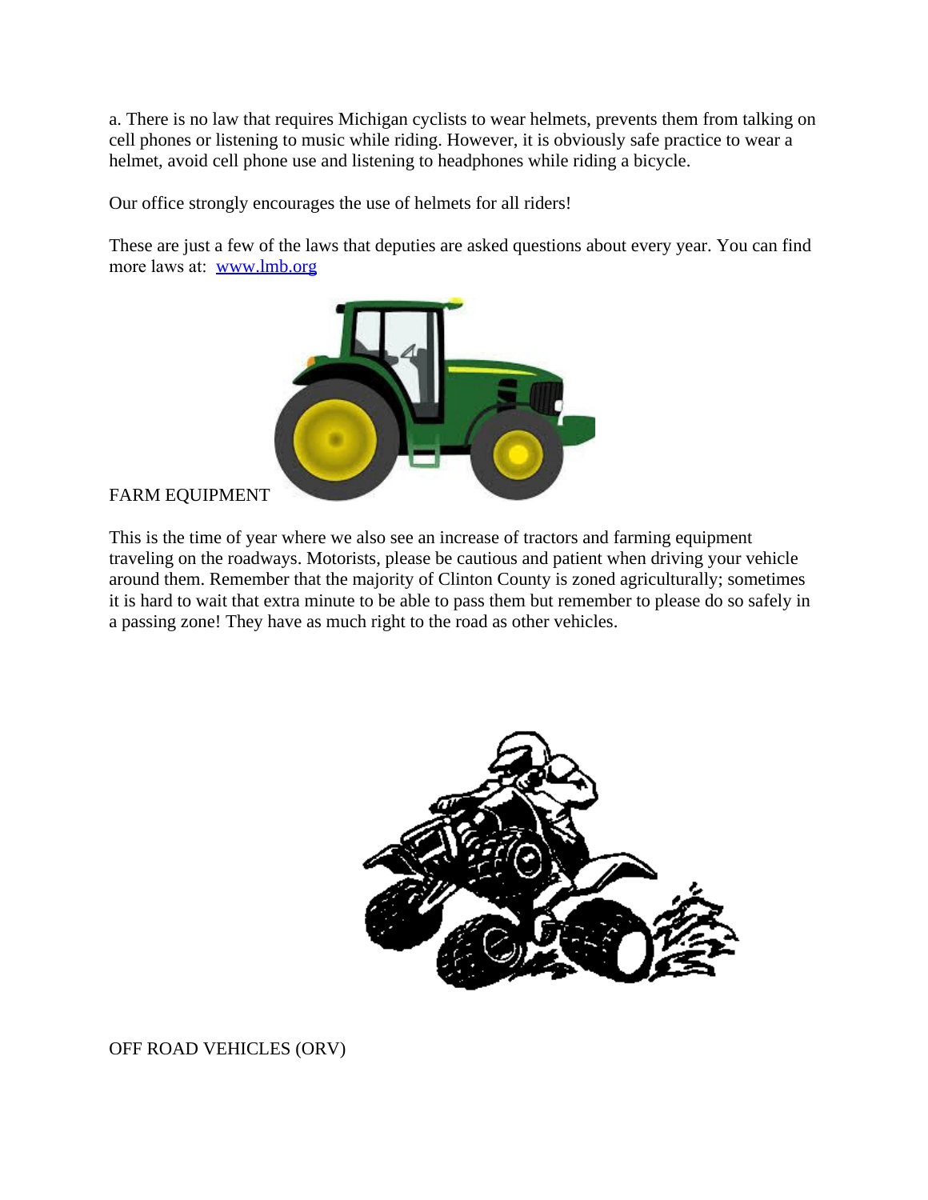a. There is no law that requires Michigan cyclists to wear helmets, prevents them from talking on cell phones or listening to music while riding. However, it is obviously safe practice to wear a helmet, avoid cell phone use and listening to headphones while riding a bicycle.

Our office strongly encourages the use of helmets for all riders!

These are just a few of the laws that deputies are asked questions about every year. You can find more laws at: [www.lmb.org](http://www.lmb.org)

## FARM EQUIPMENT

This is the time of year where we also see an increase of tractors and farming equipment traveling on the roadways. Motorists, please be cautious and patient when driving your vehicle around them. Remember that the majority of Clinton County is zoned agriculturally; sometimes it is hard to wait that extra minute to be able to pass them but remember to please do so safely in a passing zone! They have as much right to the road as other vehicles.

## OFF ROAD VEHICLES (ORV)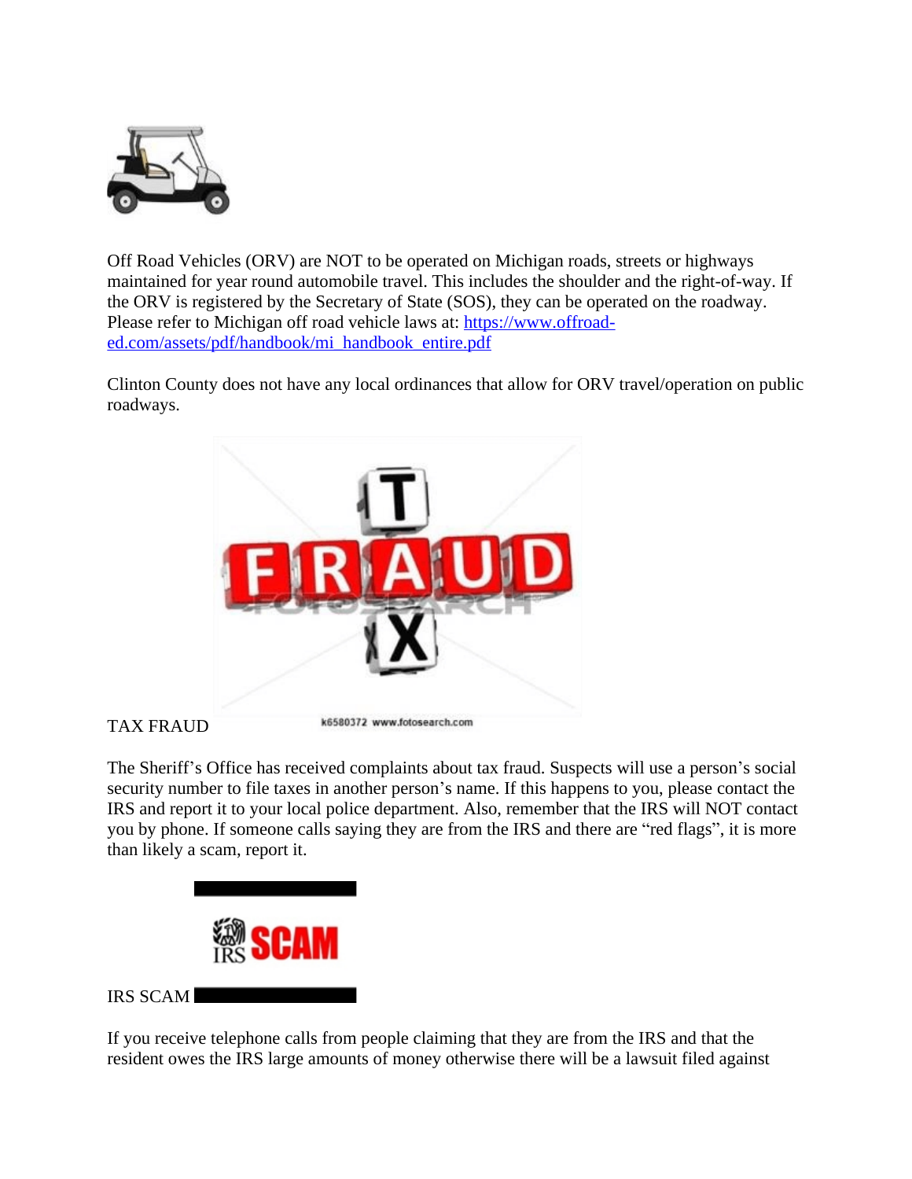Off Road Vehicles (ORV) are NOT to be operated on Michigan roads, streets or highways maintained for year round automobile travel. This includes the shoulder and the right-of-way. If the ORV is registered by the Secretary of State (SOS), they can be operated on the roadway. Please refer to Michigan off road vehicle laws at: [https://www.offroad-ed.com/assets/pdf/handbook/mi_handbook_entire.pdf](https://www.offroad-ed.com/assets/pdf/handbook/mi_handbook_entire.pdf)

Clinton County does not have any local ordinances that allow for ORV travel/operation on public roadways.

TAX FRAUD

The Sheriff's Office has received complaints about tax fraud. Suspects will use a person's social security number to file taxes in another person's name. If this happens to you, please contact the IRS and report it to your local police department. Also, remember that the IRS will NOT contact you by phone. If someone calls saying they are from the IRS and there are "red flags", it is more than likely a scam, report it.

IRS SCAM

If you receive telephone calls from people claiming that they are from the IRS and that the resident owes the IRS large amounts of money otherwise there will be a lawsuit filed against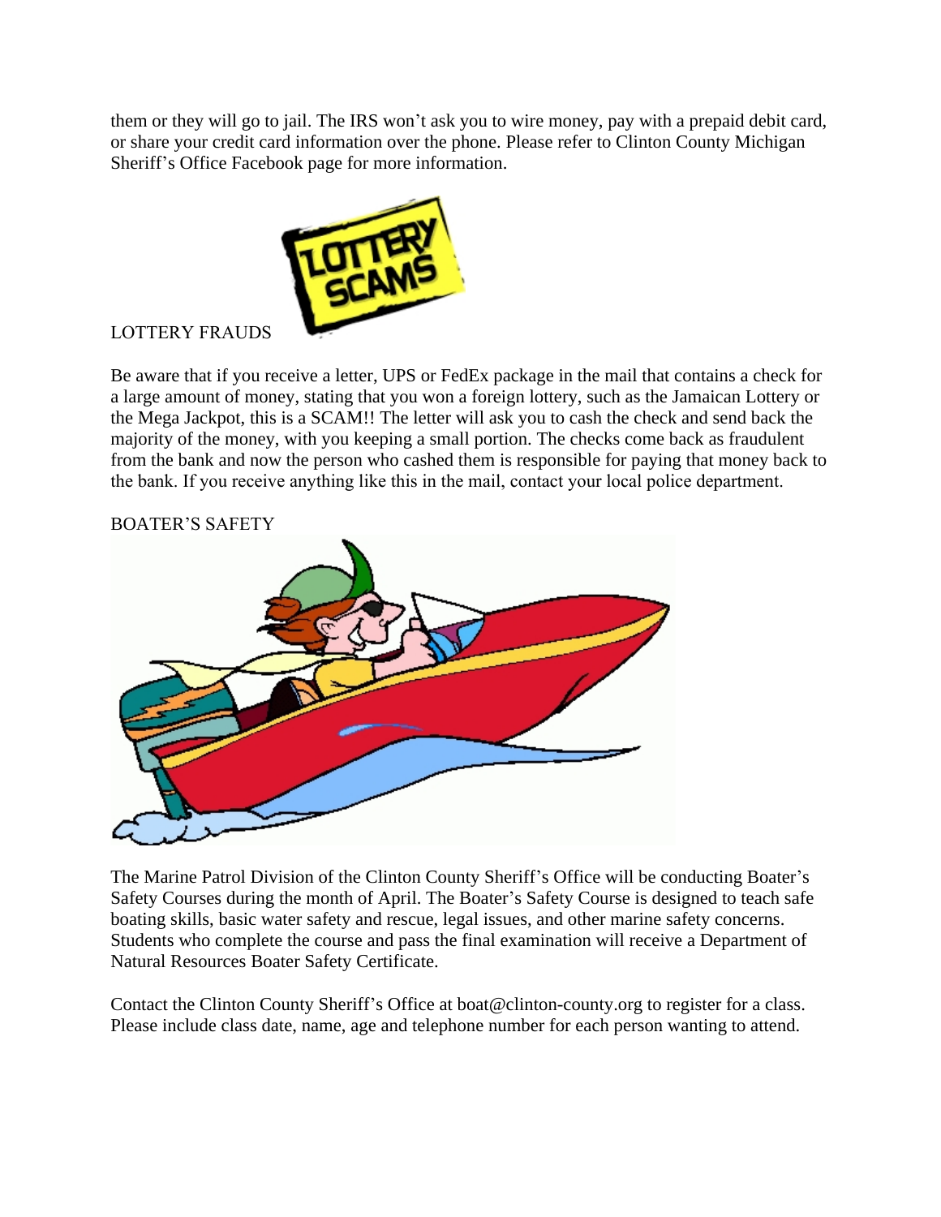them or they will go to jail. The IRS won't ask you to wire money, pay with a prepaid debit card, or share your credit card information over the phone. Please refer to Clinton County Michigan Sheriff's Office Facebook page for more information.

LOTTERY FRAUDS

Be aware that if you receive a letter, UPS or FedEx package in the mail that contains a check for a large amount of money, stating that you won a foreign lottery, such as the Jamaican Lottery or the Mega Jackpot, this is a SCAM!! The letter will ask you to cash the check and send back the majority of the money, with you keeping a small portion. The checks come back as fraudulent from the bank and now the person who cashed them is responsible for paying that money back to the bank. If you receive anything like this in the mail, contact your local police department.

BOATER'S SAFETY

The Marine Patrol Division of the Clinton County Sheriff's Office will be conducting Boater's Safety Courses during the month of April. The Boater's Safety Course is designed to teach safe boating skills, basic water safety and rescue, legal issues, and other marine safety concerns. Students who complete the course and pass the final examination will receive a Department of Natural Resources Boater Safety Certificate.

Contact the Clinton County Sheriff's Office at boat@clinton-county.org to register for a class. Please include class date, name, age and telephone number for each person wanting to attend.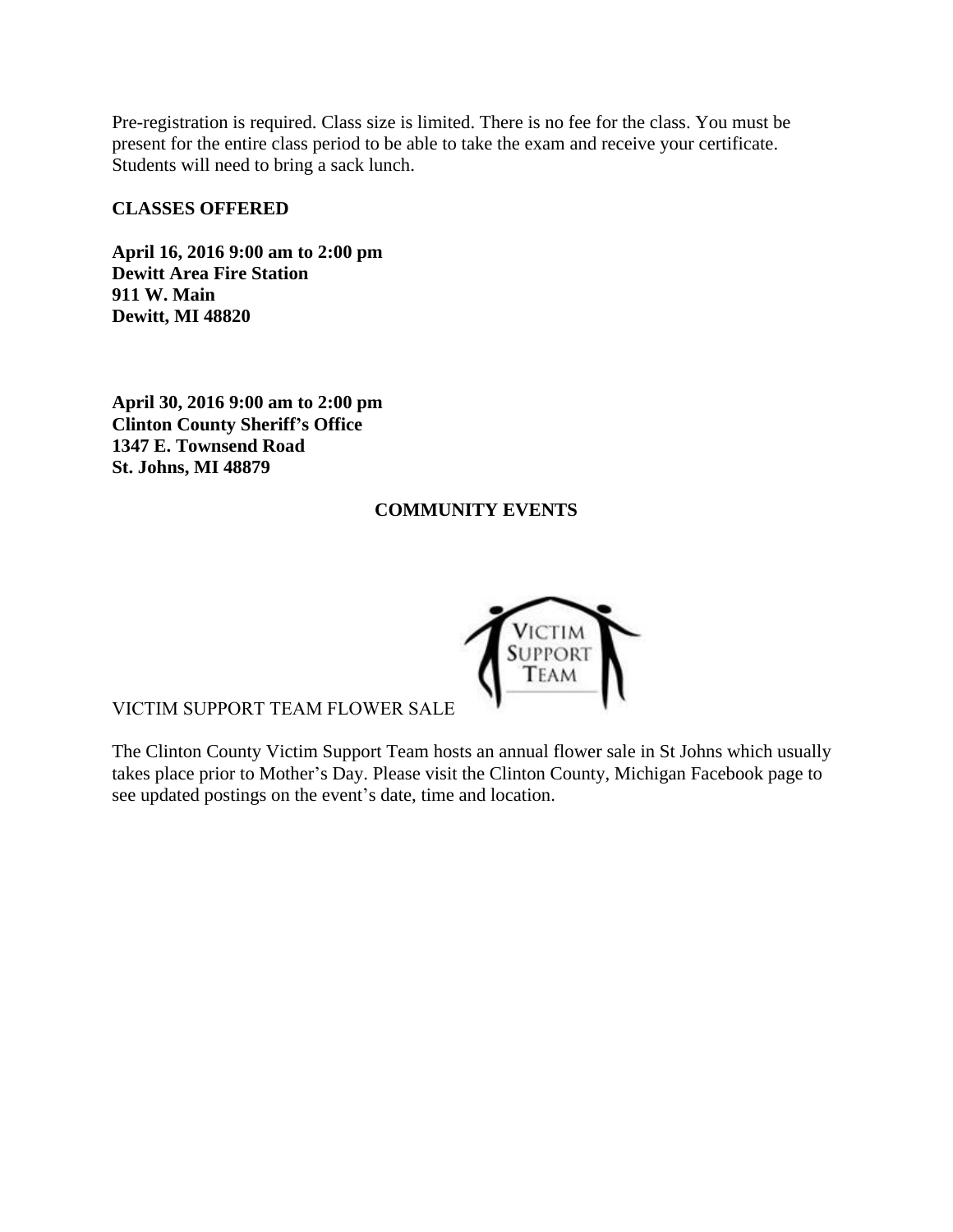Pre-registration is required. Class size is limited. There is no fee for the class. You must be present for the entire class period to be able to take the exam and receive your certificate. Students will need to bring a sack lunch.

**CLASSES OFFERED**

**April 16, 2016 9:00 am to 2:00 pm**
**Dewitt Area Fire Station**
**911 W. Main**
**Dewitt, MI 48820**

**April 30, 2016 9:00 am to 2:00 pm**
**Clinton County Sheriff's Office**
**1347 E. Townsend Road**
**St. Johns, MI 48879**

## COMMUNITY EVENTS

VICTIM SUPPORT TEAM FLOWER SALE

The Clinton County Victim Support Team hosts an annual flower sale in St Johns which usually takes place prior to Mother's Day. Please visit the Clinton County, Michigan Facebook page to see updated postings on the event's date, time and location.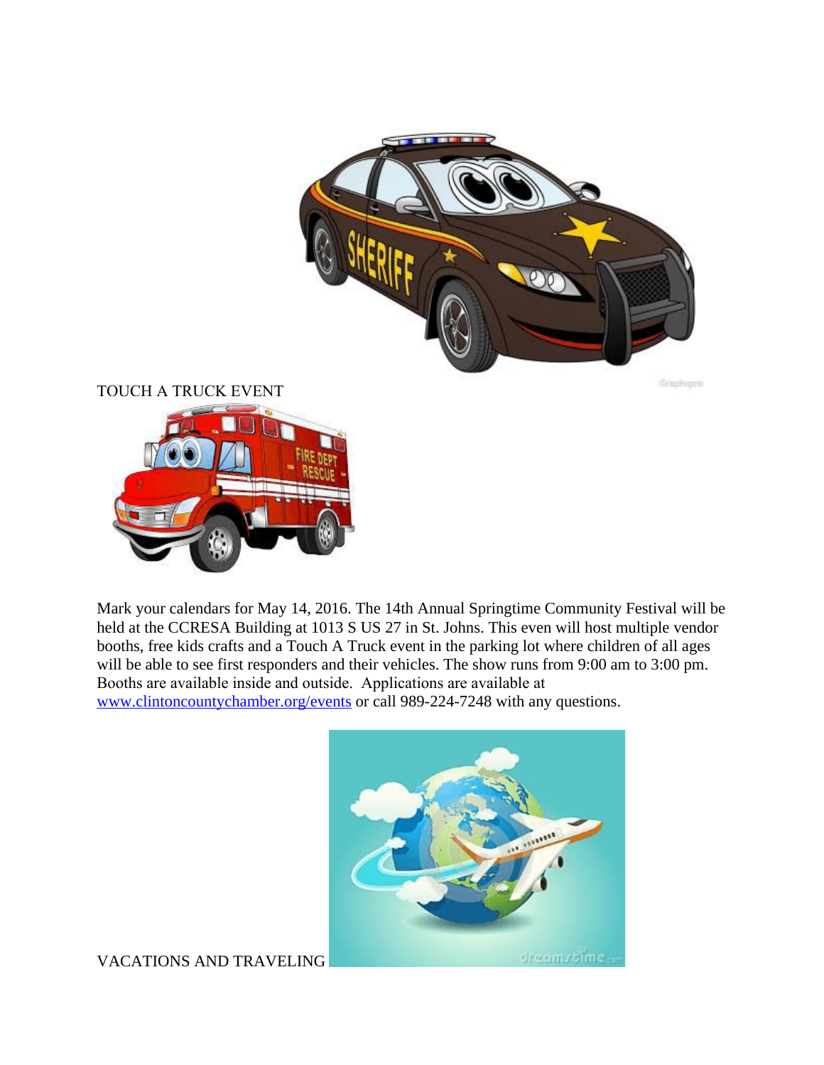TOUCH A TRUCK EVENT

Mark your calendars for May 14, 2016. The 14th Annual Springtime Community Festival will be held at the CCRESA Building at 1013 S US 27 in St. Johns. This even will host multiple vendor booths, free kids crafts and a Touch A Truck event in the parking lot where children of all ages will be able to see first responders and their vehicles. The show runs from 9:00 am to 3:00 pm. Booths are available inside and outside. Applications are available at [www.clintoncountychamber.org/events](http://www.clintoncountychamber.org/events) or call 989-224-7248 with any questions.

VACATIONS AND TRAVELING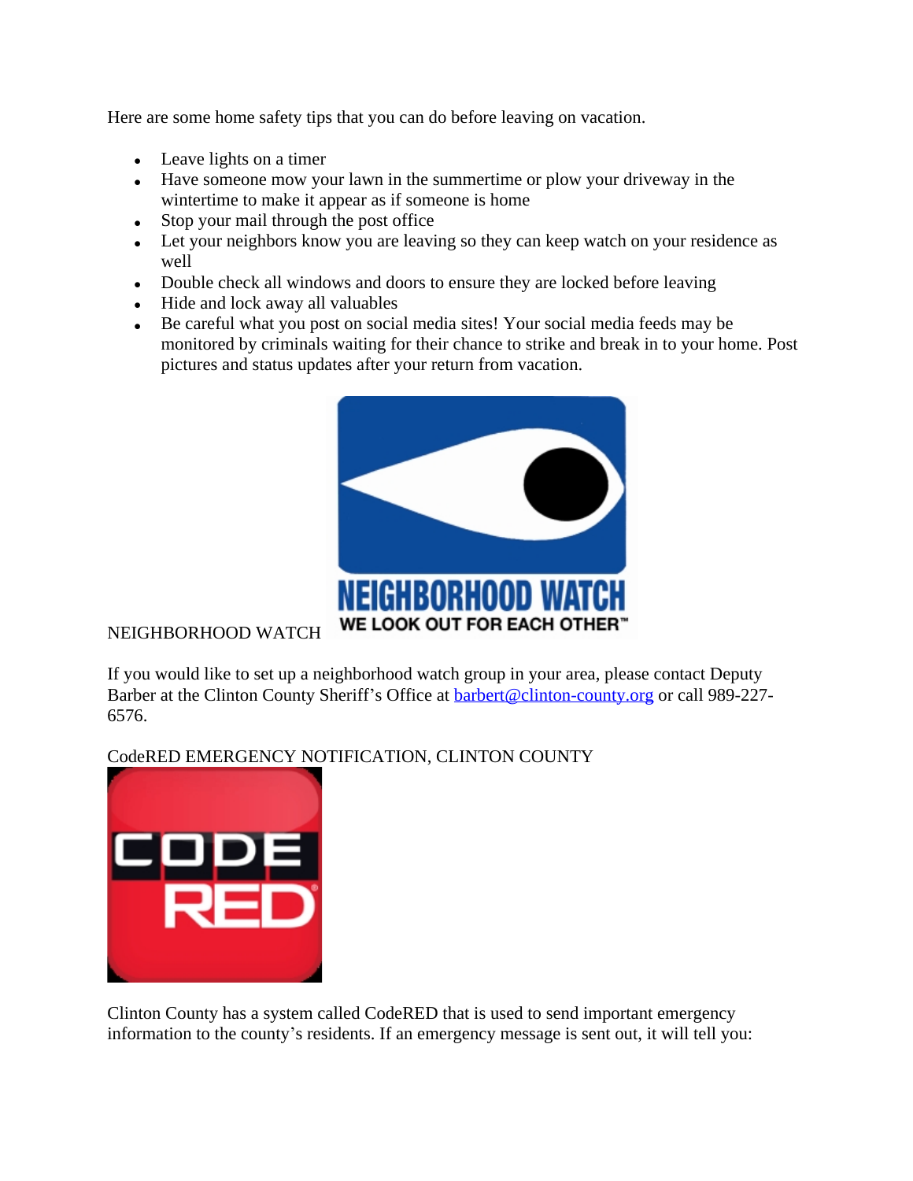Here are some home safety tips that you can do before leaving on vacation.

- Leave lights on a timer
- Have someone mow your lawn in the summertime or plow your driveway in the wintertime to make it appear as if someone is home
- Stop your mail through the post office
- Let your neighbors know you are leaving so they can keep watch on your residence as well
- Double check all windows and doors to ensure they are locked before leaving
- Hide and lock away all valuables
- Be careful what you post on social media sites! Your social media feeds may be monitored by criminals waiting for their chance to strike and break in to your home. Post pictures and status updates after your return from vacation.

NEIGHBORHOOD WATCH

If you would like to set up a neighborhood watch group in your area, please contact Deputy Barber at the Clinton County Sheriff's Office at barbert@clinton-county.org or call 989-227-6576.

CodeRED EMERGENCY NOTIFICATION, CLINTON COUNTY

Clinton County has a system called CodeRED that is used to send important emergency information to the county's residents. If an emergency message is sent out, it will tell you: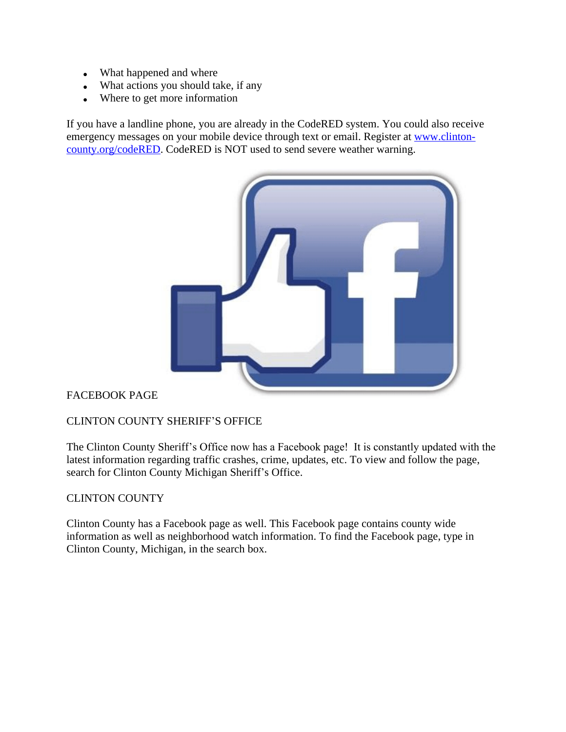- What happened and where
- What actions you should take, if any
- Where to get more information

If you have a landline phone, you are already in the CodeRED system. You could also receive emergency messages on your mobile device through text or email. Register at [www.clinton-county.org/codeRED](www.clinton-county.org/codeRED). CodeRED is NOT used to send severe weather warning.

FACEBOOK PAGE

CLINTON COUNTY SHERIFF'S OFFICE

The Clinton County Sheriff's Office now has a Facebook page! It is constantly updated with the latest information regarding traffic crashes, crime, updates, etc. To view and follow the page, search for Clinton County Michigan Sheriff's Office.

CLINTON COUNTY

Clinton County has a Facebook page as well. This Facebook page contains county wide information as well as neighborhood watch information. To find the Facebook page, type in Clinton County, Michigan, in the search box.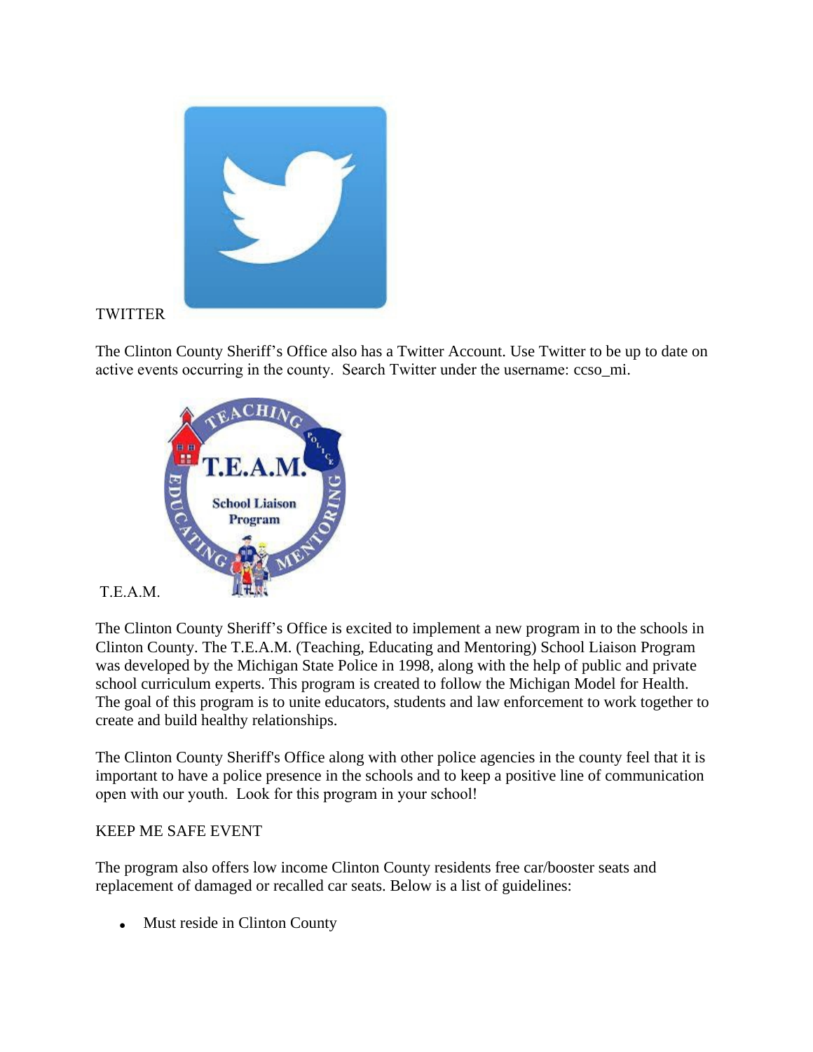TWITTER

The Clinton County Sheriff's Office also has a Twitter Account. Use Twitter to be up to date on active events occurring in the county. Search Twitter under the username: ccso_mi.

T.E.A.M.

The Clinton County Sheriff's Office is excited to implement a new program in to the schools in Clinton County. The T.E.A.M. (Teaching, Educating and Mentoring) School Liaison Program was developed by the Michigan State Police in 1998, along with the help of public and private school curriculum experts. This program is created to follow the Michigan Model for Health. The goal of this program is to unite educators, students and law enforcement to work together to create and build healthy relationships.

The Clinton County Sheriff's Office along with other police agencies in the county feel that it is important to have a police presence in the schools and to keep a positive line of communication open with our youth. Look for this program in your school!

KEEP ME SAFE EVENT

The program also offers low income Clinton County residents free car/booster seats and replacement of damaged or recalled car seats. Below is a list of guidelines:

- Must reside in Clinton County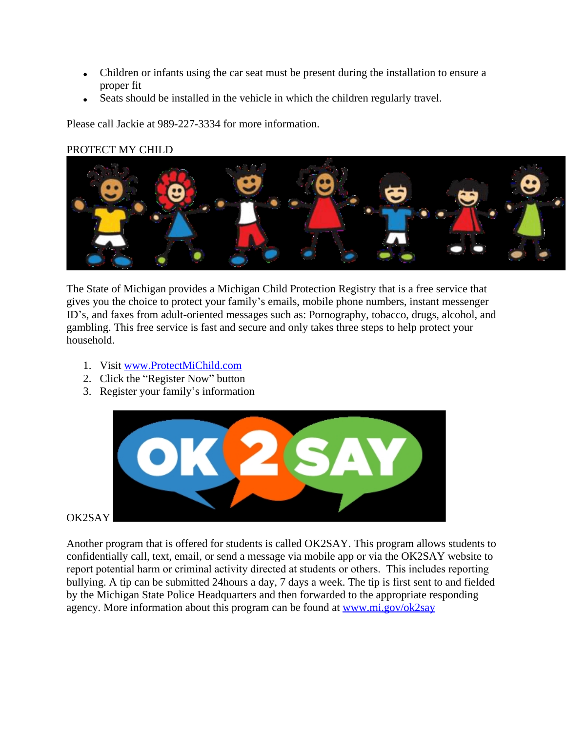- Children or infants using the car seat must be present during the installation to ensure a proper fit
- Seats should be installed in the vehicle in which the children regularly travel.

Please call Jackie at 989-227-3334 for more information.

PROTECT MY CHILD

The State of Michigan provides a Michigan Child Protection Registry that is a free service that gives you the choice to protect your family's emails, mobile phone numbers, instant messenger ID's, and faxes from adult-oriented messages such as: Pornography, tobacco, drugs, alcohol, and gambling. This free service is fast and secure and only takes three steps to help protect your household.

1. Visit [www.ProtectMiChild.com](http://www.ProtectMiChild.com)
2. Click the "Register Now" button
3. Register your family's information

OK2SAY

Another program that is offered for students is called OK2SAY. This program allows students to confidentially call, text, email, or send a message via mobile app or via the OK2SAY website to report potential harm or criminal activity directed at students or others. This includes reporting bullying. A tip can be submitted 24hours a day, 7 days a week. The tip is first sent to and fielded by the Michigan State Police Headquarters and then forwarded to the appropriate responding agency. More information about this program can be found at [www.mi.gov/ok2say](http://www.mi.gov/ok2say)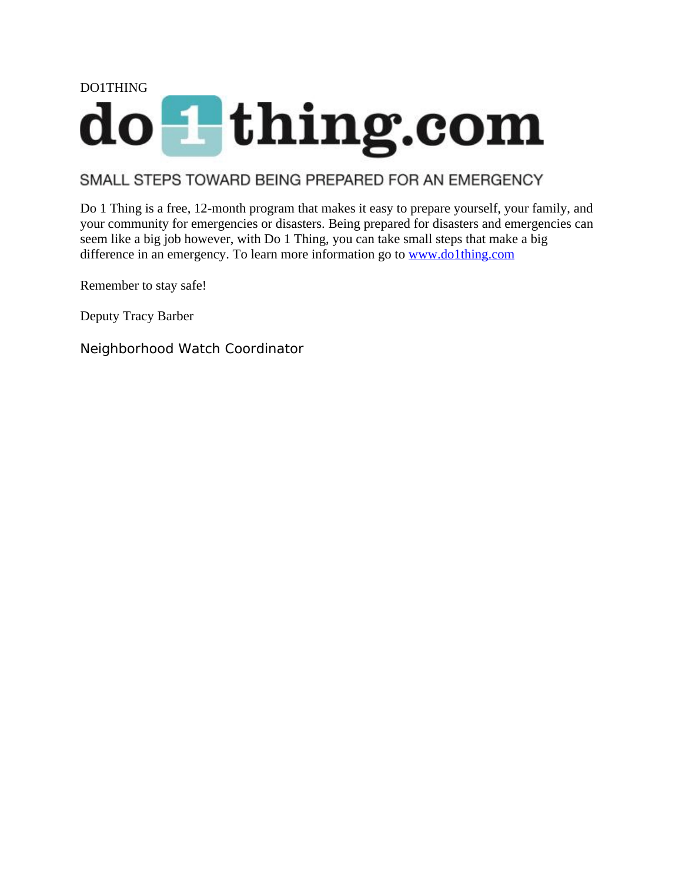DO1THING

# do1thing.com

SMALL STEPS TOWARD BEING PREPARED FOR AN EMERGENCY

Do 1 Thing is a free, 12-month program that makes it easy to prepare yourself, your family, and your community for emergencies or disasters. Being prepared for disasters and emergencies can seem like a big job however, with Do 1 Thing, you can take small steps that make a big difference in an emergency. To learn more information go to www.do1thing.com

Remember to stay safe!

Deputy Tracy Barber

Neighborhood Watch Coordinator